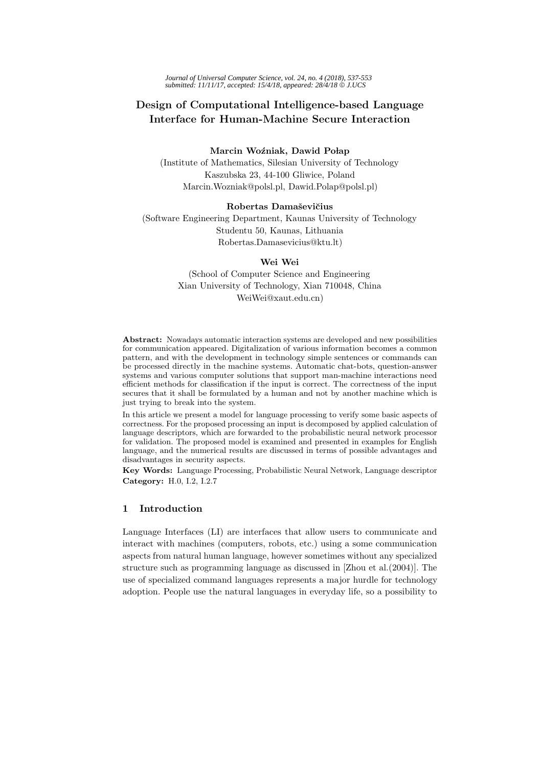Journal of Universal Computer Science, vol. 24, no. 4 (2018), 537-553
submitted: 11/11/17, accepted: 15/4/18, appeared: 28/4/18 © J.UCS

# Design of Computational Intelligence-based Language Interface for Human-Machine Secure Interaction

**Marcin Woźniak, Dawid Połap**
(Institute of Mathematics, Silesian University of Technology
Kaszubska 23, 44-100 Gliwice, Poland
Marcin.Wozniak@polsl.pl, Dawid.Polap@polsl.pl)

**Robertas Damaševičius**
(Software Engineering Department, Kaunas University of Technology
Studentu 50, Kaunas, Lithuania
Robertas.Damasevicius@ktu.lt)

**Wei Wei**
(School of Computer Science and Engineering
Xian University of Technology, Xian 710048, China
WeiWei@xaut.edu.cn)

**Abstract:** Nowadays automatic interaction systems are developed and new possibilities for communication appeared. Digitalization of various information becomes a common pattern, and with the development in technology simple sentences or commands can be processed directly in the machine systems. Automatic chat-bots, question-answer systems and various computer solutions that support man-machine interactions need efficient methods for classification if the input is correct. The correctness of the input secures that it shall be formulated by a human and not by another machine which is just trying to break into the system.

In this article we present a model for language processing to verify some basic aspects of correctness. For the proposed processing an input is decomposed by applied calculation of language descriptors, which are forwarded to the probabilistic neural network processor for validation. The proposed model is examined and presented in examples for English language, and the numerical results are discussed in terms of possible advantages and disadvantages in security aspects.

**Key Words:** Language Processing, Probabilistic Neural Network, Language descriptor
**Category:** H.0, I.2, I.2.7

## 1 Introduction

Language Interfaces (LI) are interfaces that allow users to communicate and interact with machines (computers, robots, etc.) using a some communication aspects from natural human language, however sometimes without any specialized structure such as programming language as discussed in [Zhou et al.(2004)]. The use of specialized command languages represents a major hurdle for technology adoption. People use the natural languages in everyday life, so a possibility to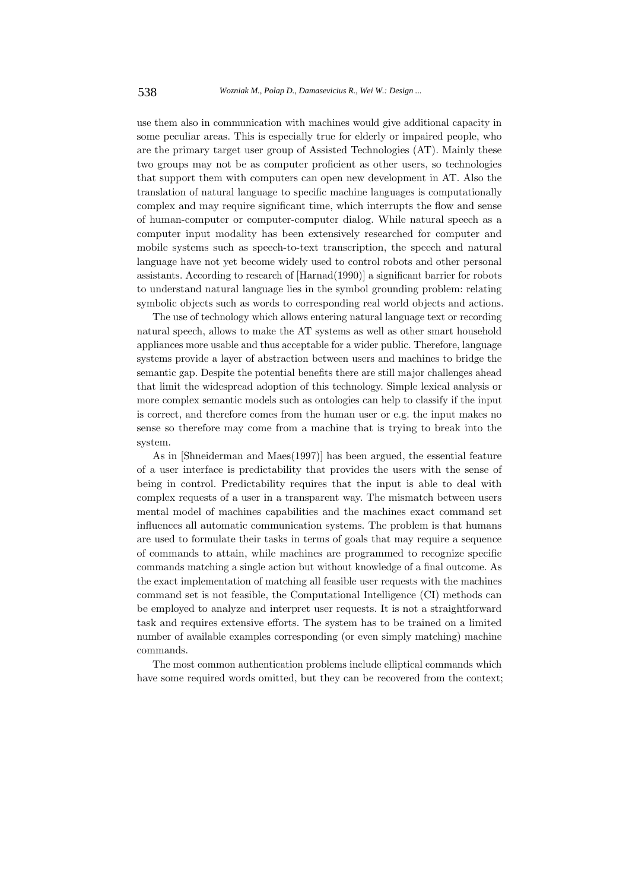use them also in communication with machines would give additional capacity in some peculiar areas. This is especially true for elderly or impaired people, who are the primary target user group of Assisted Technologies (AT). Mainly these two groups may not be as computer proficient as other users, so technologies that support them with computers can open new development in AT. Also the translation of natural language to specific machine languages is computationally complex and may require significant time, which interrupts the flow and sense of human-computer or computer-computer dialog. While natural speech as a computer input modality has been extensively researched for computer and mobile systems such as speech-to-text transcription, the speech and natural language have not yet become widely used to control robots and other personal assistants. According to research of [Harnad(1990)] a significant barrier for robots to understand natural language lies in the symbol grounding problem: relating symbolic objects such as words to corresponding real world objects and actions.

The use of technology which allows entering natural language text or recording natural speech, allows to make the AT systems as well as other smart household appliances more usable and thus acceptable for a wider public. Therefore, language systems provide a layer of abstraction between users and machines to bridge the semantic gap. Despite the potential benefits there are still major challenges ahead that limit the widespread adoption of this technology. Simple lexical analysis or more complex semantic models such as ontologies can help to classify if the input is correct, and therefore comes from the human user or e.g. the input makes no sense so therefore may come from a machine that is trying to break into the system.

As in [Shneiderman and Maes(1997)] has been argued, the essential feature of a user interface is predictability that provides the users with the sense of being in control. Predictability requires that the input is able to deal with complex requests of a user in a transparent way. The mismatch between users mental model of machines capabilities and the machines exact command set influences all automatic communication systems. The problem is that humans are used to formulate their tasks in terms of goals that may require a sequence of commands to attain, while machines are programmed to recognize specific commands matching a single action but without knowledge of a final outcome. As the exact implementation of matching all feasible user requests with the machines command set is not feasible, the Computational Intelligence (CI) methods can be employed to analyze and interpret user requests. It is not a straightforward task and requires extensive efforts. The system has to be trained on a limited number of available examples corresponding (or even simply matching) machine commands.

The most common authentication problems include elliptical commands which have some required words omitted, but they can be recovered from the context;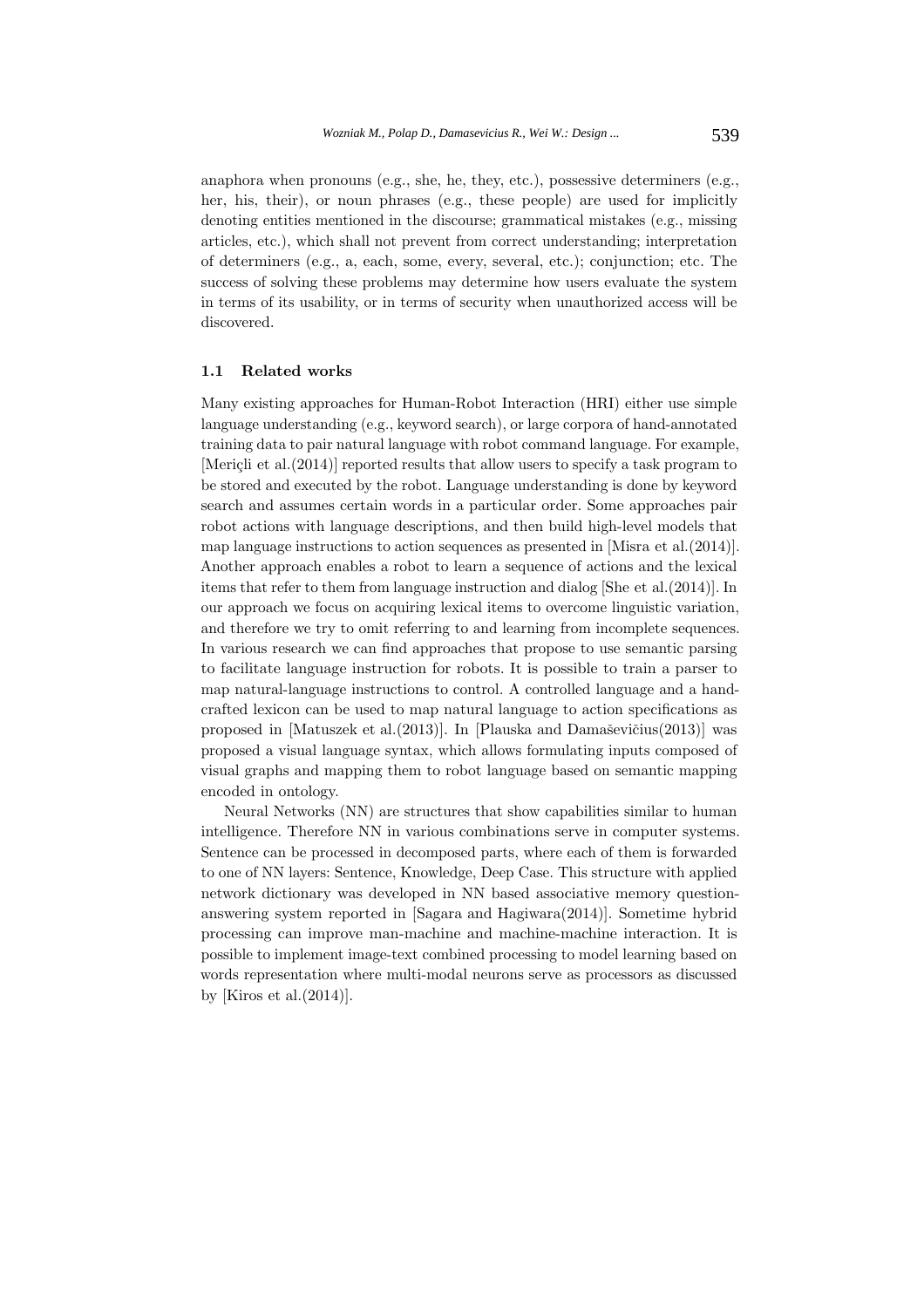anaphora when pronouns (e.g., she, he, they, etc.), possessive determiners (e.g., her, his, their), or noun phrases (e.g., these people) are used for implicitly denoting entities mentioned in the discourse; grammatical mistakes (e.g., missing articles, etc.), which shall not prevent from correct understanding; interpretation of determiners (e.g., a, each, some, every, several, etc.); conjunction; etc. The success of solving these problems may determine how users evaluate the system in terms of its usability, or in terms of security when unauthorized access will be discovered.

### 1.1 Related works

Many existing approaches for Human-Robot Interaction (HRI) either use simple language understanding (e.g., keyword search), or large corpora of hand-annotated training data to pair natural language with robot command language. For example, [Meriçli et al.(2014)] reported results that allow users to specify a task program to be stored and executed by the robot. Language understanding is done by keyword search and assumes certain words in a particular order. Some approaches pair robot actions with language descriptions, and then build high-level models that map language instructions to action sequences as presented in [Misra et al.(2014)]. Another approach enables a robot to learn a sequence of actions and the lexical items that refer to them from language instruction and dialog [She et al.(2014)]. In our approach we focus on acquiring lexical items to overcome linguistic variation, and therefore we try to omit referring to and learning from incomplete sequences. In various research we can find approaches that propose to use semantic parsing to facilitate language instruction for robots. It is possible to train a parser to map natural-language instructions to control. A controlled language and a hand-crafted lexicon can be used to map natural language to action specifications as proposed in [Matuszek et al.(2013)]. In [Plauska and Damaševičius(2013)] was proposed a visual language syntax, which allows formulating inputs composed of visual graphs and mapping them to robot language based on semantic mapping encoded in ontology.

Neural Networks (NN) are structures that show capabilities similar to human intelligence. Therefore NN in various combinations serve in computer systems. Sentence can be processed in decomposed parts, where each of them is forwarded to one of NN layers: Sentence, Knowledge, Deep Case. This structure with applied network dictionary was developed in NN based associative memory question-answering system reported in [Sagara and Hagiwara(2014)]. Sometime hybrid processing can improve man-machine and machine-machine interaction. It is possible to implement image-text combined processing to model learning based on words representation where multi-modal neurons serve as processors as discussed by [Kiros et al.(2014)].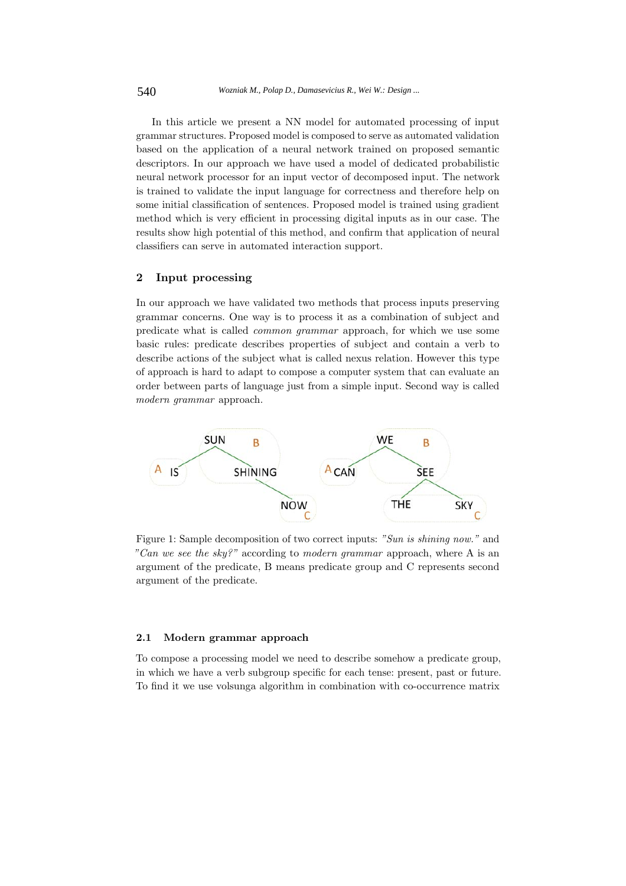In this article we present a NN model for automated processing of input grammar structures. Proposed model is composed to serve as automated validation based on the application of a neural network trained on proposed semantic descriptors. In our approach we have used a model of dedicated probabilistic neural network processor for an input vector of decomposed input. The network is trained to validate the input language for correctness and therefore help on some initial classification of sentences. Proposed model is trained using gradient method which is very efficient in processing digital inputs as in our case. The results show high potential of this method, and confirm that application of neural classifiers can serve in automated interaction support.

## 2 Input processing

In our approach we have validated two methods that process inputs preserving grammar concerns. One way is to process it as a combination of subject and predicate what is called *common grammar* approach, for which we use some basic rules: predicate describes properties of subject and contain a verb to describe actions of the subject what is called nexus relation. However this type of approach is hard to adapt to compose a computer system that can evaluate an order between parts of language just from a simple input. Second way is called *modern grammar* approach.

Figure 1: Sample decomposition of two correct inputs: *"Sun is shining now."* and *"Can we see the sky?"* according to *modern grammar* approach, where A is an argument of the predicate, B means predicate group and C represents second argument of the predicate.

### 2.1 Modern grammar approach

To compose a processing model we need to describe somehow a predicate group, in which we have a verb subgroup specific for each tense: present, past or future. To find it we use volsunga algorithm in combination with co-occurrence matrix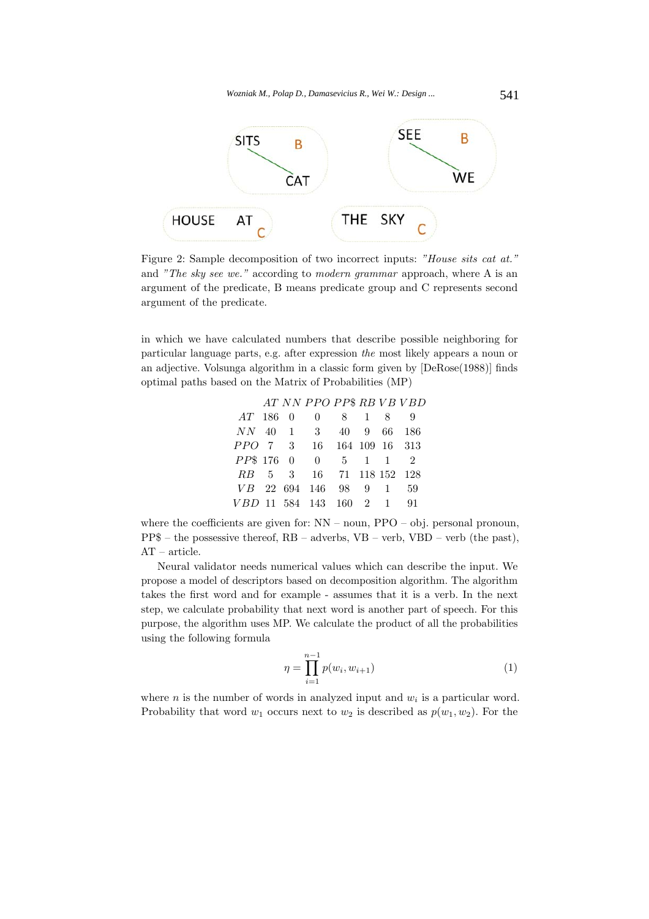Figure 2: Sample decomposition of two incorrect inputs: *"House sits cat at."* and *"The sky see we."* according to *modern grammar* approach, where A is an argument of the predicate, B means predicate group and C represents second argument of the predicate.

in which we have calculated numbers that describe possible neighboring for particular language parts, e.g. after expression *the* most likely appears a noun or an adjective. Volsunga algorithm in a classic form given by [DeRose(1988)] finds optimal paths based on the Matrix of Probabilities (MP)

|  | $AT$ | $NN$ | $PPO$ | $PP\$$ | $RB$ | $VB$ | $VBD$ |
|---|---|---|---|---|---|---|---|
| $AT$ | 186 | 0 | 0 | 8 | 1 | 8 | 9 |
| $NN$ | 40 | 1 | 3 | 40 | 9 | 66 | 186 |
| $PPO$ | 7 | 3 | 16 | 164 | 109 | 16 | 313 |
| $PP\$$ | 176 | 0 | 0 | 5 | 1 | 1 | 2 |
| $RB$ | 5 | 3 | 16 | 71 | 118 | 152 | 128 |
| $VB$ | 22 | 694 | 146 | 98 | 9 | 1 | 59 |
| $VBD$ | 11 | 584 | 143 | 160 | 2 | 1 | 91 |

where the coefficients are given for: NN – noun, PPO – obj. personal pronoun, PP$ – the possessive thereof, RB – adverbs, VB – verb, VBD – verb (the past), AT – article.

Neural validator needs numerical values which can describe the input. We propose a model of descriptors based on decomposition algorithm. The algorithm takes the first word and for example - assumes that it is a verb. In the next step, we calculate probability that next word is another part of speech. For this purpose, the algorithm uses MP. We calculate the product of all the probabilities using the following formula

$$\eta = \prod_{i=1}^{n-1} p(w_i, w_{i+1}) \tag{1}$$

where $n$ is the number of words in analyzed input and $w_i$ is a particular word. Probability that word $w_1$ occurs next to $w_2$ is described as $p(w_1, w_2)$. For the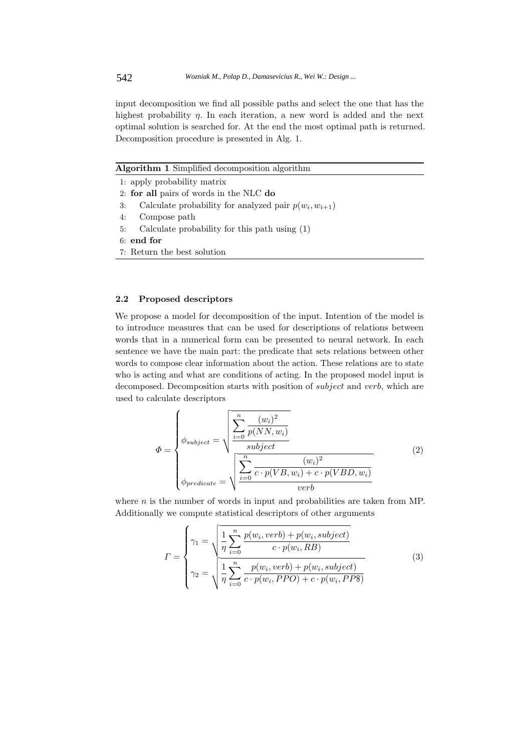input decomposition we find all possible paths and select the one that has the highest probability $\eta$. In each iteration, a new word is added and the next optimal solution is searched for. At the end the most optimal path is returned. Decomposition procedure is presented in Alg. 1.

**Algorithm 1** Simplified decomposition algorithm

```
1: apply probability matrix
2: for all pairs of words in the NLC do
3:     Calculate probability for analyzed pair p(w_i, w_{i+1})
4:     Compose path
5:     Calculate probability for this path using (1)
6: end for
7: Return the best solution
```

### 2.2 Proposed descriptors

We propose a model for decomposition of the input. Intention of the model is to introduce measures that can be used for descriptions of relations between words that in a numerical form can be presented to neural network. In each sentence we have the main part: the predicate that sets relations between other words to compose clear information about the action. These relations are to state who is acting and what are conditions of acting. In the proposed model input is decomposed. Decomposition starts with position of *subject* and *verb*, which are used to calculate descriptors

$$\Phi = \begin{cases} \phi_{subject} = \sqrt{\dfrac{\sum_{i=0}^{n} \dfrac{(w_i)^2}{p(NN, w_i)}}{subject}} \\ \phi_{predicate} = \sqrt{\dfrac{\sum_{i=0}^{n} \dfrac{(w_i)^2}{c \cdot p(VB, w_i) + c \cdot p(VBD, w_i)}}{verb}} \end{cases} \tag{2}$$

where $n$ is the number of words in input and probabilities are taken from MP. Additionally we compute statistical descriptors of other arguments

$$\Gamma = \begin{cases} \gamma_1 = \sqrt{\dfrac{1}{\eta} \sum_{i=0}^{n} \dfrac{p(w_i, verb) + p(w_i, subject)}{c \cdot p(w_i, RB)}} \\ \gamma_2 = \sqrt{\dfrac{1}{\eta} \sum_{i=0}^{n} \dfrac{p(w_i, verb) + p(w_i, subject)}{c \cdot p(w_i, PPO) + c \cdot p(w_i, PP\$)}} \end{cases} \tag{3}$$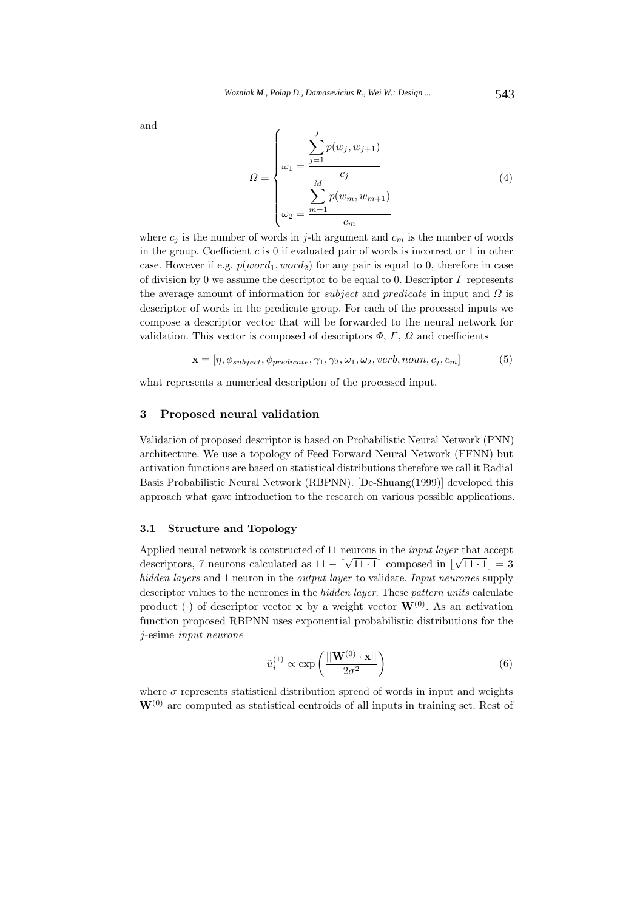and

$$\Omega = \begin{cases} \omega_1 = \dfrac{\sum_{j=1}^{J} p(w_j, w_{j+1})}{c_j} \\ \omega_2 = \dfrac{\sum_{m=1}^{M} p(w_m, w_{m+1})}{c_m} \end{cases} \tag{4}$$

where $c_j$ is the number of words in $j$-th argument and $c_m$ is the number of words in the group. Coefficient $c$ is 0 if evaluated pair of words is incorrect or 1 in other case. However if e.g. $p(word_1, word_2)$ for any pair is equal to 0, therefore in case of division by 0 we assume the descriptor to be equal to 0. Descriptor $\Gamma$ represents the average amount of information for *subject* and *predicate* in input and $\Omega$ is descriptor of words in the predicate group. For each of the processed inputs we compose a descriptor vector that will be forwarded to the neural network for validation. This vector is composed of descriptors $\Phi$, $\Gamma$, $\Omega$ and coefficients

$$\mathbf{x} = [\eta, \phi_{subject}, \phi_{predicate}, \gamma_1, \gamma_2, \omega_1, \omega_2, verb, noun, c_j, c_m] \tag{5}$$

what represents a numerical description of the processed input.

## 3 Proposed neural validation

Validation of proposed descriptor is based on Probabilistic Neural Network (PNN) architecture. We use a topology of Feed Forward Neural Network (FFNN) but activation functions are based on statistical distributions therefore we call it Radial Basis Probabilistic Neural Network (RBPNN). [De-Shuang(1999)] developed this approach what gave introduction to the research on various possible applications.

### 3.1 Structure and Topology

Applied neural network is constructed of 11 neurons in the *input layer* that accept descriptors, 7 neurons calculated as $11 - \lceil\sqrt{11 \cdot 1}\rceil$ composed in $\lfloor\sqrt{11 \cdot 1}\rfloor = 3$ *hidden layers* and 1 neuron in the *output layer* to validate. *Input neurones* supply descriptor values to the neurones in the *hidden layer*. These *pattern units* calculate product $(\cdot)$ of descriptor vector $\mathbf{x}$ by a weight vector $\mathbf{W}^{(0)}$. As an activation function proposed RBPNN uses exponential probabilistic distributions for the $j$-esime *input neurone*

$$\tilde{u}_i^{(1)} \propto \exp\left(\frac{||\mathbf{W}^{(0)} \cdot \mathbf{x}||}{2\sigma^2}\right) \tag{6}$$

where $\sigma$ represents statistical distribution spread of words in input and weights $\mathbf{W}^{(0)}$ are computed as statistical centroids of all inputs in training set. Rest of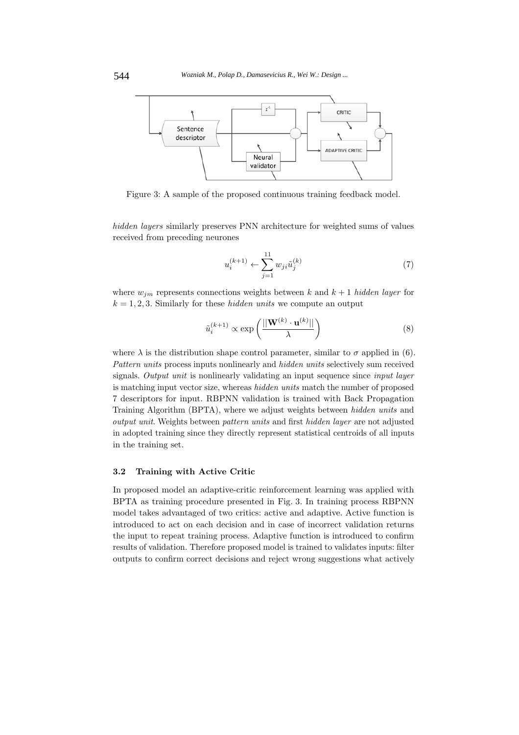Figure 3: A sample of the proposed continuous training feedback model.

*hidden layers* similarly preserves PNN architecture for weighted sums of values received from preceding neurones

$$u_i^{(k+1)} \leftarrow \sum_{j=1}^{11} w_{ji} \tilde{u}_j^{(k)} \tag{7}$$

where $w_{jm}$ represents connections weights between $k$ and $k+1$ *hidden layer* for $k = 1, 2, 3$. Similarly for these *hidden units* we compute an output

$$\tilde{u}_i^{(k+1)} \propto \exp\left(\frac{||\mathbf{W}^{(k)} \cdot \mathbf{u}^{(k)}||}{\lambda}\right) \tag{8}$$

where $\lambda$ is the distribution shape control parameter, similar to $\sigma$ applied in (6). *Pattern units* process inputs nonlinearly and *hidden units* selectively sum received signals. *Output unit* is nonlinearly validating an input sequence since *input layer* is matching input vector size, whereas *hidden units* match the number of proposed 7 descriptors for input. RBPNN validation is trained with Back Propagation Training Algorithm (BPTA), where we adjust weights between *hidden units* and *output unit*. Weights between *pattern units* and first *hidden layer* are not adjusted in adopted training since they directly represent statistical centroids of all inputs in the training set.

### 3.2 Training with Active Critic

In proposed model an adaptive-critic reinforcement learning was applied with BPTA as training procedure presented in Fig. 3. In training process RBPNN model takes advantaged of two critics: active and adaptive. Active function is introduced to act on each decision and in case of incorrect validation returns the input to repeat training process. Adaptive function is introduced to confirm results of validation. Therefore proposed model is trained to validates inputs: filter outputs to confirm correct decisions and reject wrong suggestions what actively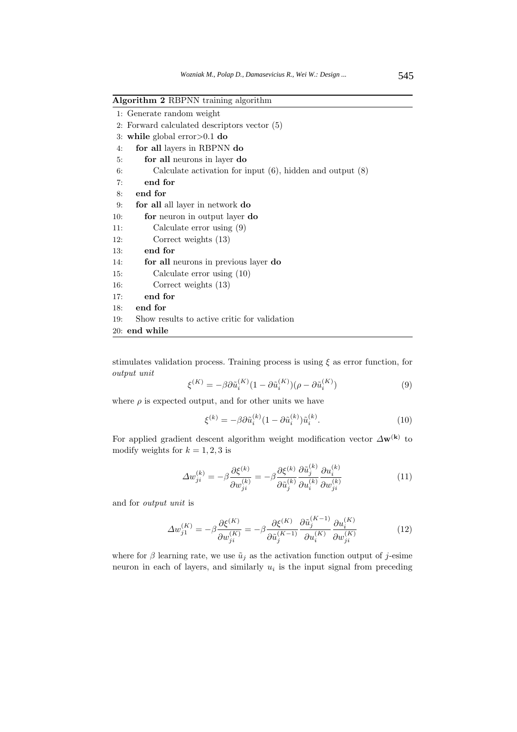**Algorithm 2** RBPNN training algorithm

```
1: Generate random weight
2: Forward calculated descriptors vector (5)
3: while global error>0.1 do
4:   for all layers in RBPNN do
5:     for all neurons in layer do
6:       Calculate activation for input (6), hidden and output (8)
7:     end for
8:   end for
9:   for all all layer in network do
10:    for neuron in output layer do
11:      Calculate error using (9)
12:      Correct weights (13)
13:    end for
14:    for all neurons in previous layer do
15:      Calculate error using (10)
16:      Correct weights (13)
17:    end for
18:  end for
19:  Show results to active critic for validation
20: end while
```

stimulates validation process. Training process is using $\xi$ as error function, for *output unit*

$$\xi^{(K)} = -\beta \partial \tilde{u}_i^{(K)} (1 - \partial \tilde{u}_i^{(K)})(\rho - \partial \tilde{u}_i^{(K)}) \tag{9}$$

where $\rho$ is expected output, and for other units we have

$$\xi^{(k)} = -\beta \partial \tilde{u}_i^{(k)} (1 - \partial \tilde{u}_i^{(k)}) \tilde{u}_i^{(k)}. \tag{10}$$

For applied gradient descent algorithm weight modification vector $\varDelta \mathbf{w}^{(\mathbf{k})}$ to modify weights for $k = 1, 2, 3$ is

$$\varDelta w_{ji}^{(k)} = -\beta \frac{\partial \xi^{(k)}}{\partial w_{ji}^{(k)}} = -\beta \frac{\partial \xi^{(k)}}{\partial \tilde{u}_j^{(k)}} \frac{\partial \tilde{u}_j^{(k)}}{\partial u_i^{(k)}} \frac{\partial u_i^{(k)}}{\partial w_{ji}^{(k)}} \tag{11}$$

and for *output unit* is

$$\varDelta w_{j1}^{(K)} = -\beta \frac{\partial \xi^{(K)}}{\partial w_{ji}^{(K)}} = -\beta \frac{\partial \xi^{(K)}}{\partial \tilde{u}_j^{(K-1)}} \frac{\partial \tilde{u}_j^{(K-1)}}{\partial u_i^{(K)}} \frac{\partial u_i^{(K)}}{\partial w_{ji}^{(K)}} \tag{12}$$

where for $\beta$ learning rate, we use $\tilde{u}_j$ as the activation function output of $j$-esime neuron in each of layers, and similarly $u_i$ is the input signal from preceding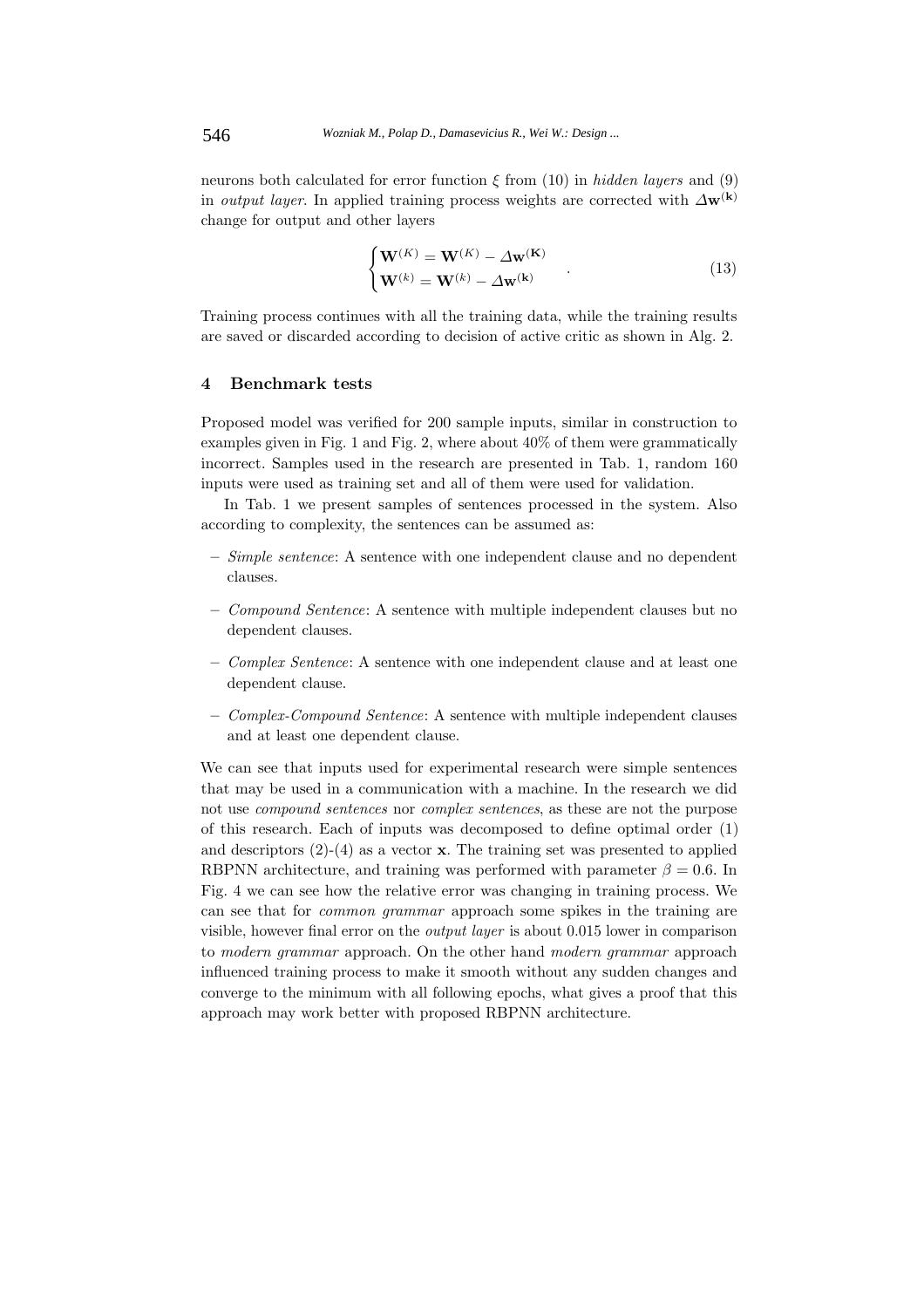neurons both calculated for error function $\xi$ from (10) in *hidden layers* and (9) in *output layer*. In applied training process weights are corrected with $\Delta\mathbf{w}^{(\mathbf{k})}$ change for output and other layers

$$\begin{cases} \mathbf{W}^{(K)} = \mathbf{W}^{(K)} - \Delta\mathbf{w}^{(\mathbf{K})} \\ \mathbf{W}^{(k)} = \mathbf{W}^{(k)} - \Delta\mathbf{w}^{(\mathbf{k})} \end{cases} . \tag{13}$$

Training process continues with all the training data, while the training results are saved or discarded according to decision of active critic as shown in Alg. 2.

## 4 Benchmark tests

Proposed model was verified for 200 sample inputs, similar in construction to examples given in Fig. 1 and Fig. 2, where about 40% of them were grammatically incorrect. Samples used in the research are presented in Tab. 1, random 160 inputs were used as training set and all of them were used for validation.

In Tab. 1 we present samples of sentences processed in the system. Also according to complexity, the sentences can be assumed as:

- *Simple sentence*: A sentence with one independent clause and no dependent clauses.
- *Compound Sentence*: A sentence with multiple independent clauses but no dependent clauses.
- *Complex Sentence*: A sentence with one independent clause and at least one dependent clause.
- *Complex-Compound Sentence*: A sentence with multiple independent clauses and at least one dependent clause.

We can see that inputs used for experimental research were simple sentences that may be used in a communication with a machine. In the research we did not use *compound sentences* nor *complex sentences*, as these are not the purpose of this research. Each of inputs was decomposed to define optimal order (1) and descriptors (2)-(4) as a vector $\mathbf{x}$. The training set was presented to applied RBPNN architecture, and training was performed with parameter $\beta = 0.6$. In Fig. 4 we can see how the relative error was changing in training process. We can see that for *common grammar* approach some spikes in the training are visible, however final error on the *output layer* is about 0.015 lower in comparison to *modern grammar* approach. On the other hand *modern grammar* approach influenced training process to make it smooth without any sudden changes and converge to the minimum with all following epochs, what gives a proof that this approach may work better with proposed RBPNN architecture.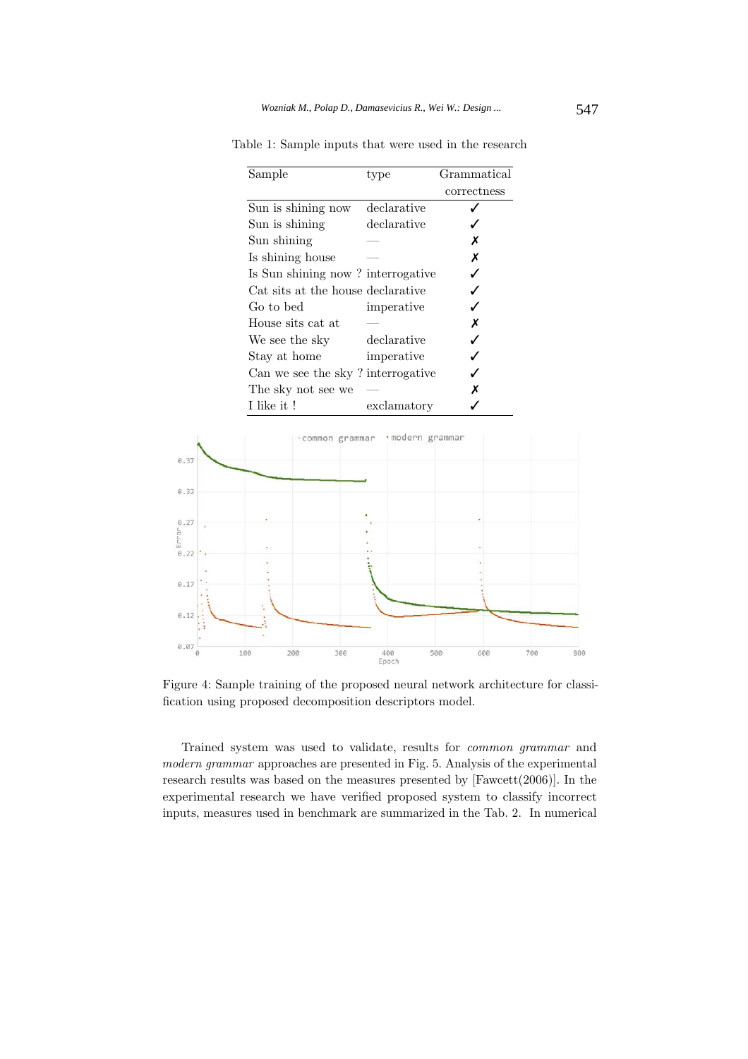Table 1: Sample inputs that were used in the research

| Sample | type | Grammatical correctness |
|---|---|---|
| Sun is shining now | declarative | ✓ |
| Sun is shining | declarative | ✓ |
| Sun shining | — | ✗ |
| Is shining house | — | ✗ |
| Is Sun shining now ? | interrogative | ✓ |
| Cat sits at the house | declarative | ✓ |
| Go to bed | imperative | ✓ |
| House sits cat at | — | ✗ |
| We see the sky | declarative | ✓ |
| Stay at home | imperative | ✓ |
| Can we see the sky ? | interrogative | ✓ |
| The sky not see we | — | ✗ |
| I like it ! | exclamatory | ✓ |

Figure 4: Sample training of the proposed neural network architecture for classification using proposed decomposition descriptors model.

Trained system was used to validate, results for *common grammar* and *modern grammar* approaches are presented in Fig. 5. Analysis of the experimental research results was based on the measures presented by [Fawcett(2006)]. In the experimental research we have verified proposed system to classify incorrect inputs, measures used in benchmark are summarized in the Tab. 2. In numerical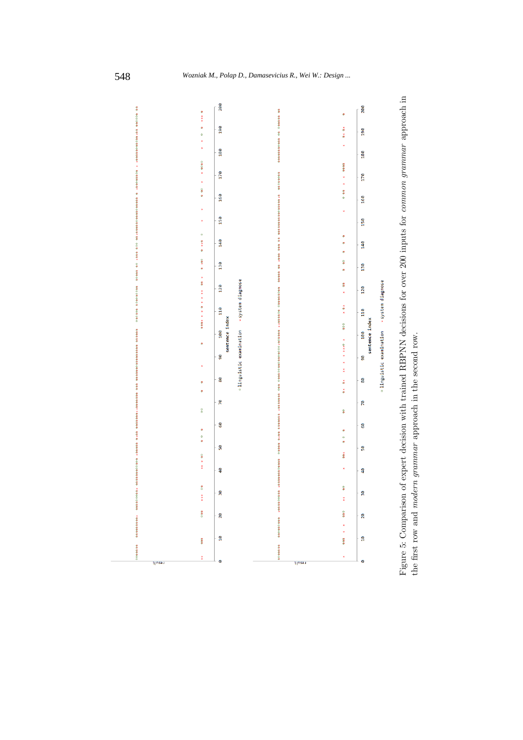Figure 5: Comparison of expert decision with trained RBPNN decisions for over 200 inputs for *common grammar* approach in the first row and *modern grammar* approach in the second row.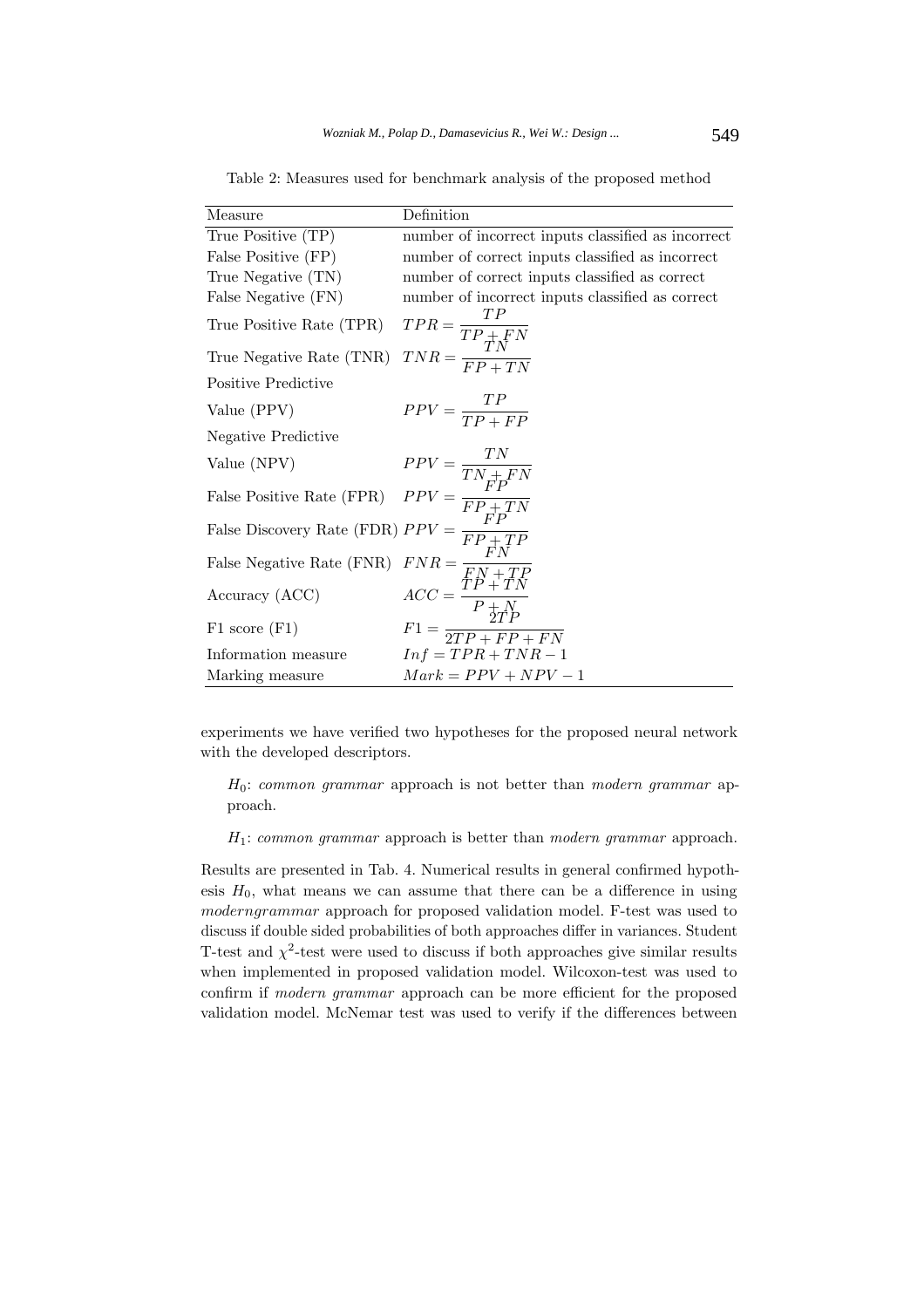Table 2: Measures used for benchmark analysis of the proposed method

| Measure | Definition |
|---|---|
| True Positive (TP) | number of incorrect inputs classified as incorrect |
| False Positive (FP) | number of correct inputs classified as incorrect |
| True Negative (TN) | number of correct inputs classified as correct |
| False Negative (FN) | number of incorrect inputs classified as correct |
| True Positive Rate (TPR) | $TPR = \frac{TP}{TP+FN}$ |
| True Negative Rate (TNR) | $TNR = \frac{TN}{FP+TN}$ |
| Positive Predictive Value (PPV) | $PPV = \frac{TP}{TP+FP}$ |
| Negative Predictive Value (NPV) | $PPV = \frac{TN}{TN+FN}$ |
| False Positive Rate (FPR) | $PPV = \frac{FP}{FP+TN}$ |
| False Discovery Rate (FDR) | $PPV = \frac{FP}{FP+TP}$ |
| False Negative Rate (FNR) | $FNR = \frac{FN}{FN+TP}$ |
| Accuracy (ACC) | $ACC = \frac{TP+TN}{P+N}$ |
| F1 score (F1) | $F1 = \frac{2TP}{2TP+FP+FN}$ |
| Information measure | $Inf = TPR + TNR - 1$ |
| Marking measure | $Mark = PPV + NPV - 1$ |

experiments we have verified two hypotheses for the proposed neural network with the developed descriptors.

> $H_0$: *common grammar* approach is not better than *modern grammar* approach.

> $H_1$: *common grammar* approach is better than *modern grammar* approach.

Results are presented in Tab. 4. Numerical results in general confirmed hypothesis $H_0$, what means we can assume that there can be a difference in using *moderngrammar* approach for proposed validation model. F-test was used to discuss if double sided probabilities of both approaches differ in variances. Student T-test and $\chi^2$-test were used to discuss if both approaches give similar results when implemented in proposed validation model. Wilcoxon-test was used to confirm if *modern grammar* approach can be more efficient for the proposed validation model. McNemar test was used to verify if the differences between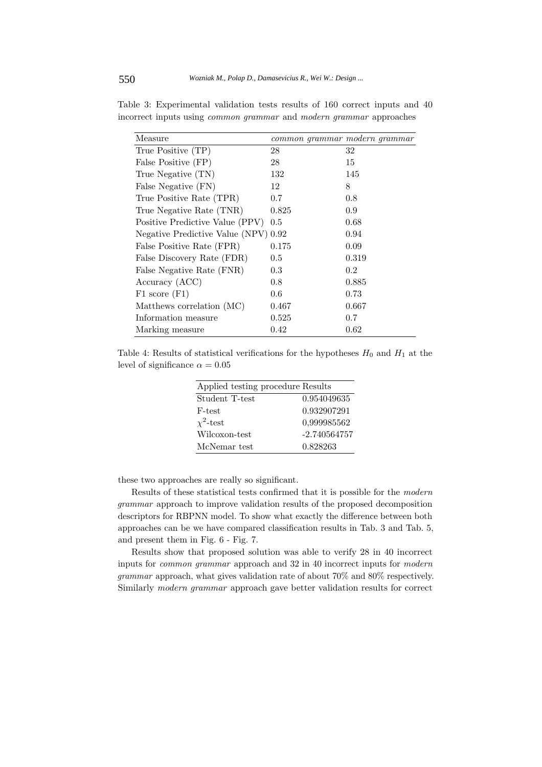Table 3: Experimental validation tests results of 160 correct inputs and 40 incorrect inputs using *common grammar* and *modern grammar* approaches

| Measure | *common grammar* | *modern grammar* |
|---|---|---|
| True Positive (TP) | 28 | 32 |
| False Positive (FP) | 28 | 15 |
| True Negative (TN) | 132 | 145 |
| False Negative (FN) | 12 | 8 |
| True Positive Rate (TPR) | 0.7 | 0.8 |
| True Negative Rate (TNR) | 0.825 | 0.9 |
| Positive Predictive Value (PPV) | 0.5 | 0.68 |
| Negative Predictive Value (NPV) | 0.92 | 0.94 |
| False Positive Rate (FPR) | 0.175 | 0.09 |
| False Discovery Rate (FDR) | 0.5 | 0.319 |
| False Negative Rate (FNR) | 0.3 | 0.2 |
| Accuracy (ACC) | 0.8 | 0.885 |
| F1 score (F1) | 0.6 | 0.73 |
| Matthews correlation (MC) | 0.467 | 0.667 |
| Information measure | 0.525 | 0.7 |
| Marking measure | 0.42 | 0.62 |

Table 4: Results of statistical verifications for the hypotheses $H_0$ and $H_1$ at the level of significance $\alpha = 0.05$

| Applied testing procedure | Results |
|---|---|
| Student T-test | 0.954049635 |
| F-test | 0.932907291 |
| $\chi^2$-test | 0,999985562 |
| Wilcoxon-test | -2.740564757 |
| McNemar test | 0.828263 |

these two approaches are really so significant.

Results of these statistical tests confirmed that it is possible for the *modern grammar* approach to improve validation results of the proposed decomposition descriptors for RBPNN model. To show what exactly the difference between both approaches can be we have compared classification results in Tab. 3 and Tab. 5, and present them in Fig. 6 - Fig. 7.

Results show that proposed solution was able to verify 28 in 40 incorrect inputs for *common grammar* approach and 32 in 40 incorrect inputs for *modern grammar* approach, what gives validation rate of about 70% and 80% respectively. Similarly *modern grammar* approach gave better validation results for correct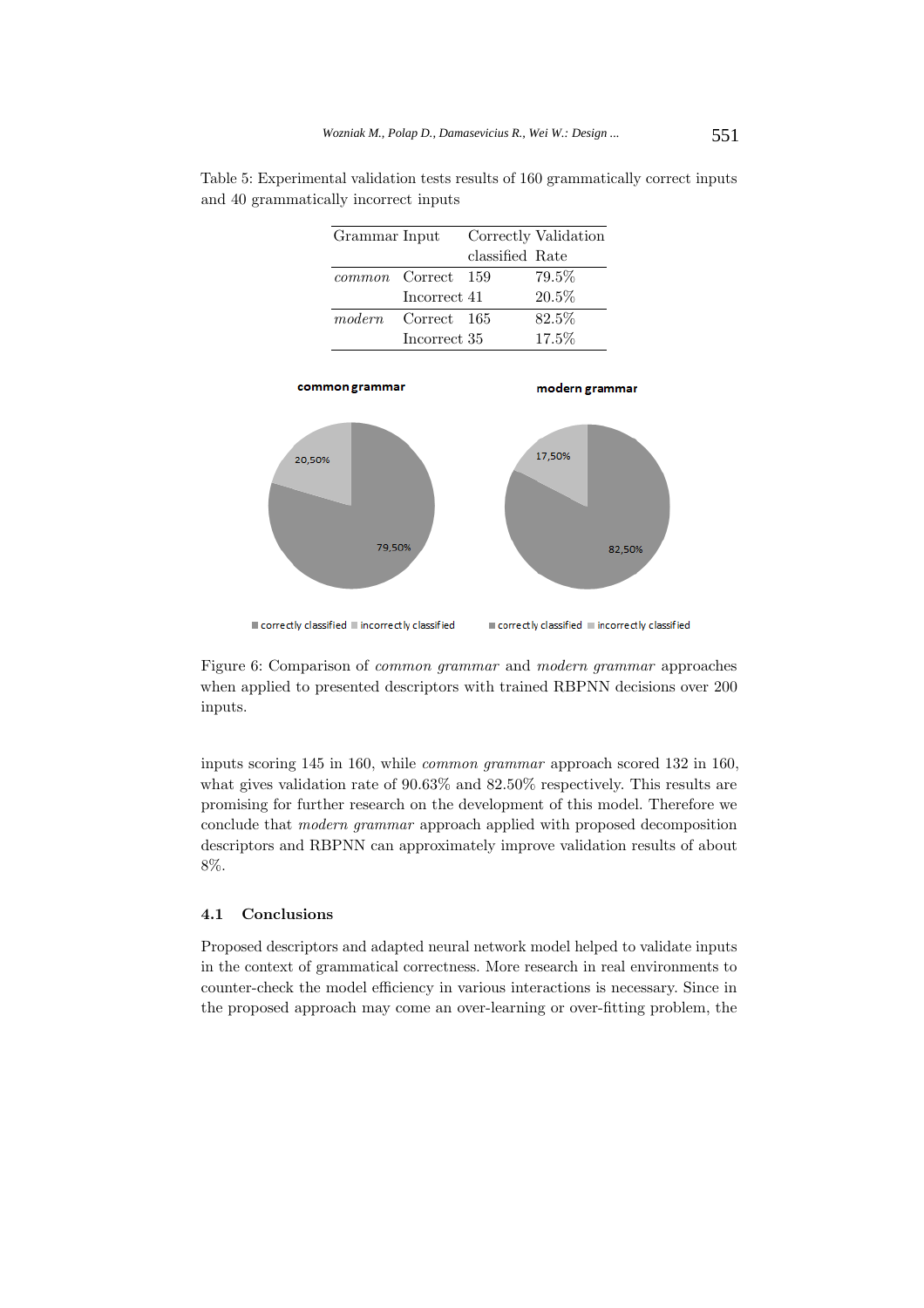Table 5: Experimental validation tests results of 160 grammatically correct inputs and 40 grammatically incorrect inputs

| Grammar | Input | Correctly classified | Validation Rate |
|---|---|---|---|
| *common* | Correct | 159 | 79.5% |
| | Incorrect | 41 | 20.5% |
| *modern* | Correct | 165 | 82.5% |
| | Incorrect | 35 | 17.5% |

Figure 6: Comparison of *common grammar* and *modern grammar* approaches when applied to presented descriptors with trained RBPNN decisions over 200 inputs.

inputs scoring 145 in 160, while *common grammar* approach scored 132 in 160, what gives validation rate of 90.63% and 82.50% respectively. This results are promising for further research on the development of this model. Therefore we conclude that *modern grammar* approach applied with proposed decomposition descriptors and RBPNN can approximately improve validation results of about 8%.

### 4.1 Conclusions

Proposed descriptors and adapted neural network model helped to validate inputs in the context of grammatical correctness. More research in real environments to counter-check the model efficiency in various interactions is necessary. Since in the proposed approach may come an over-learning or over-fitting problem, the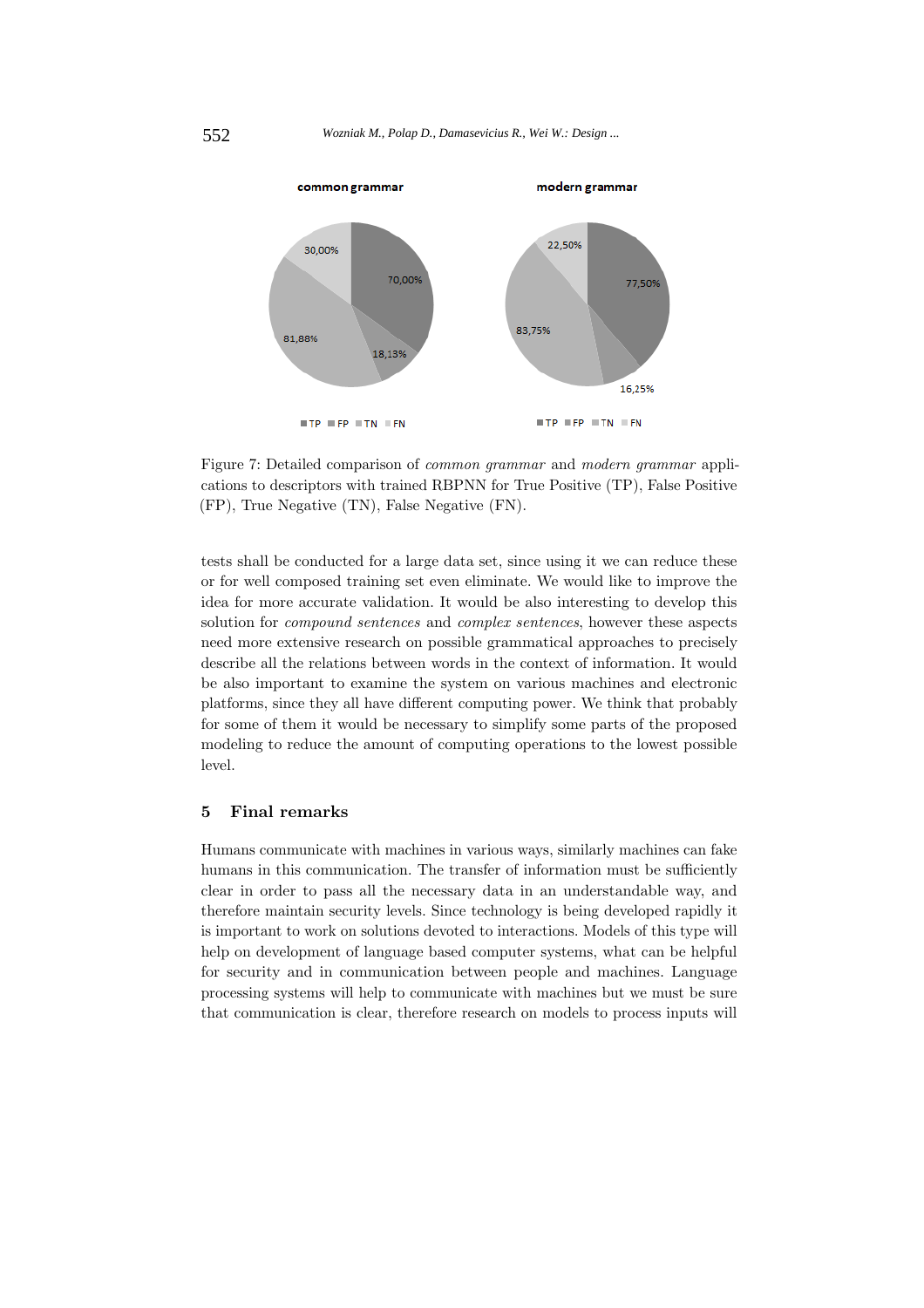Figure 7: Detailed comparison of *common grammar* and *modern grammar* applications to descriptors with trained RBPNN for True Positive (TP), False Positive (FP), True Negative (TN), False Negative (FN).

tests shall be conducted for a large data set, since using it we can reduce these or for well composed training set even eliminate. We would like to improve the idea for more accurate validation. It would be also interesting to develop this solution for *compound sentences* and *complex sentences*, however these aspects need more extensive research on possible grammatical approaches to precisely describe all the relations between words in the context of information. It would be also important to examine the system on various machines and electronic platforms, since they all have different computing power. We think that probably for some of them it would be necessary to simplify some parts of the proposed modeling to reduce the amount of computing operations to the lowest possible level.

## 5 Final remarks

Humans communicate with machines in various ways, similarly machines can fake humans in this communication. The transfer of information must be sufficiently clear in order to pass all the necessary data in an understandable way, and therefore maintain security levels. Since technology is being developed rapidly it is important to work on solutions devoted to interactions. Models of this type will help on development of language based computer systems, what can be helpful for security and in communication between people and machines. Language processing systems will help to communicate with machines but we must be sure that communication is clear, therefore research on models to process inputs will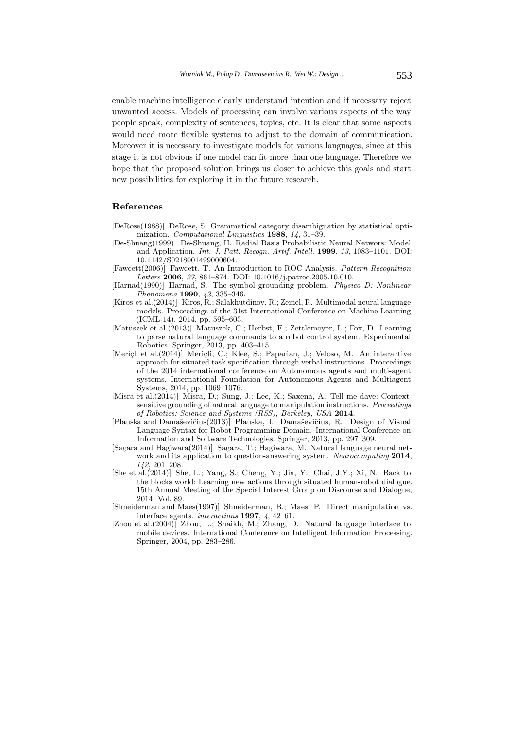enable machine intelligence clearly understand intention and if necessary reject unwanted access. Models of processing can involve various aspects of the way people speak, complexity of sentences, topics, etc. It is clear that some aspects would need more flexible systems to adjust to the domain of communication. Moreover it is necessary to investigate models for various languages, since at this stage it is not obvious if one model can fit more than one language. Therefore we hope that the proposed solution brings us closer to achieve this goals and start new possibilities for exploring it in the future research.

## References

[DeRose(1988)] DeRose, S. Grammatical category disambiguation by statistical optimization. *Computational Linguistics* **1988**, *14*, 31–39.

[De-Shuang(1999)] De-Shuang, H. Radial Basis Probabilistic Neural Networs: Model and Application. *Int. J. Patt. Recogn. Artif. Intell.* **1999**, *13*, 1083–1101. DOI: 10.1142/S0218001499000604.

[Fawcett(2006)] Fawcett, T. An Introduction to ROC Analysis. *Pattern Recognition Letters* **2006**, *27*, 861–874. DOI: 10.1016/j.patrec.2005.10.010.

[Harnad(1990)] Harnad, S. The symbol grounding problem. *Physica D: Nonlinear Phenomena* **1990**, *42*, 335–346.

[Kiros et al.(2014)] Kiros, R.; Salakhutdinov, R.; Zemel, R. Multimodal neural language models. Proceedings of the 31st International Conference on Machine Learning (ICML-14), 2014, pp. 595–603.

[Matuszek et al.(2013)] Matuszek, C.; Herbst, E.; Zettlemoyer, L.; Fox, D. Learning to parse natural language commands to a robot control system. Experimental Robotics. Springer, 2013, pp. 403–415.

[Meriçli et al.(2014)] Meriçli, C.; Klee, S.; Paparian, J.; Veloso, M. An interactive approach for situated task specification through verbal instructions. Proceedings of the 2014 international conference on Autonomous agents and multi-agent systems. International Foundation for Autonomous Agents and Multiagent Systems, 2014, pp. 1069–1076.

[Misra et al.(2014)] Misra, D.; Sung, J.; Lee, K.; Saxena, A. Tell me dave: Context-sensitive grounding of natural language to manipulation instructions. *Proceedings of Robotics: Science and Systems (RSS), Berkeley, USA* **2014**.

[Plauska and Damaševičius(2013)] Plauska, I.; Damaševičius, R. Design of Visual Language Syntax for Robot Programming Domain. International Conference on Information and Software Technologies. Springer, 2013, pp. 297–309.

[Sagara and Hagiwara(2014)] Sagara, T.; Hagiwara, M. Natural language neural network and its application to question-answering system. *Neurocomputing* **2014**, *142*, 201–208.

[She et al.(2014)] She, L.; Yang, S.; Cheng, Y.; Jia, Y.; Chai, J.Y.; Xi, N. Back to the blocks world: Learning new actions through situated human-robot dialogue. 15th Annual Meeting of the Special Interest Group on Discourse and Dialogue, 2014, Vol. 89.

[Shneiderman and Maes(1997)] Shneiderman, B.; Maes, P. Direct manipulation vs. interface agents. *interactions* **1997**, *4*, 42–61.

[Zhou et al.(2004)] Zhou, L.; Shaikh, M.; Zhang, D. Natural language interface to mobile devices. International Conference on Intelligent Information Processing. Springer, 2004, pp. 283–286.